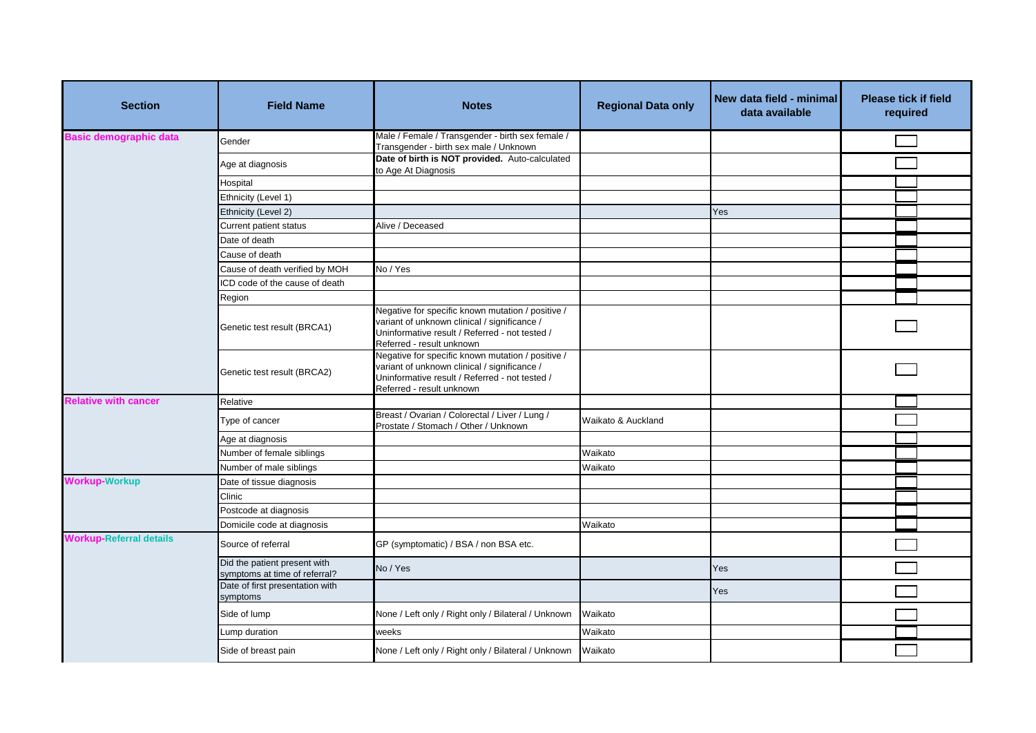| Section | Field Name | Notes | Regional Data only | New data field - minimal data available | Please tick if field required |
|---|---|---|---|---|---|
| **Basic demographic data** | Gender | Male / Female / Transgender - birth sex female / Transgender - birth sex male / Unknown | | | ☐ |
| | Age at diagnosis | **Date of birth is NOT provided.** Auto-calculated to Age At Diagnosis | | | ☐ |
| | Hospital | | | | ☐ |
| | Ethnicity (Level 1) | | | | ☐ |
| | Ethnicity (Level 2) | | | Yes | ☐ |
| | Current patient status | Alive / Deceased | | | ☐ |
| | Date of death | | | | ☐ |
| | Cause of death | | | | ☐ |
| | Cause of death verified by MOH | No / Yes | | | ☐ |
| | ICD code of the cause of death | | | | ☐ |
| | Region | | | | ☐ |
| | Genetic test result (BRCA1) | Negative for specific known mutation / positive / variant of unknown clinical / significance / Uninformative result / Referred - not tested / Referred - result unknown | | | ☐ |
| | Genetic test result (BRCA2) | Negative for specific known mutation / positive / variant of unknown clinical / significance / Uninformative result / Referred - not tested / Referred - result unknown | | | ☐ |
| **Relative with cancer** | Relative | | | | ☐ |
| | Type of cancer | Breast / Ovarian / Colorectal / Liver / Lung / Prostate / Stomach / Other / Unknown | Waikato & Auckland | | ☐ |
| | Age at diagnosis | | | | ☐ |
| | Number of female siblings | | Waikato | | ☐ |
| | Number of male siblings | | Waikato | | ☐ |
| **Workup-Workup** | Date of tissue diagnosis | | | | ☐ |
| | Clinic | | | | ☐ |
| | Postcode at diagnosis | | | | ☐ |
| | Domicile code at diagnosis | | Waikato | | ☐ |
| **Workup-Referral details** | Source of referral | GP (symptomatic) / BSA / non BSA etc. | | | ☐ |
| | Did the patient present with symptoms at time of referral? | No / Yes | | Yes | ☐ |
| | Date of first presentation with symptoms | | | Yes | ☐ |
| | Side of lump | None / Left only / Right only / Bilateral / Unknown | Waikato | | ☐ |
| | Lump duration | weeks | Waikato | | ☐ |
| | Side of breast pain | None / Left only / Right only / Bilateral / Unknown | Waikato | | ☐ |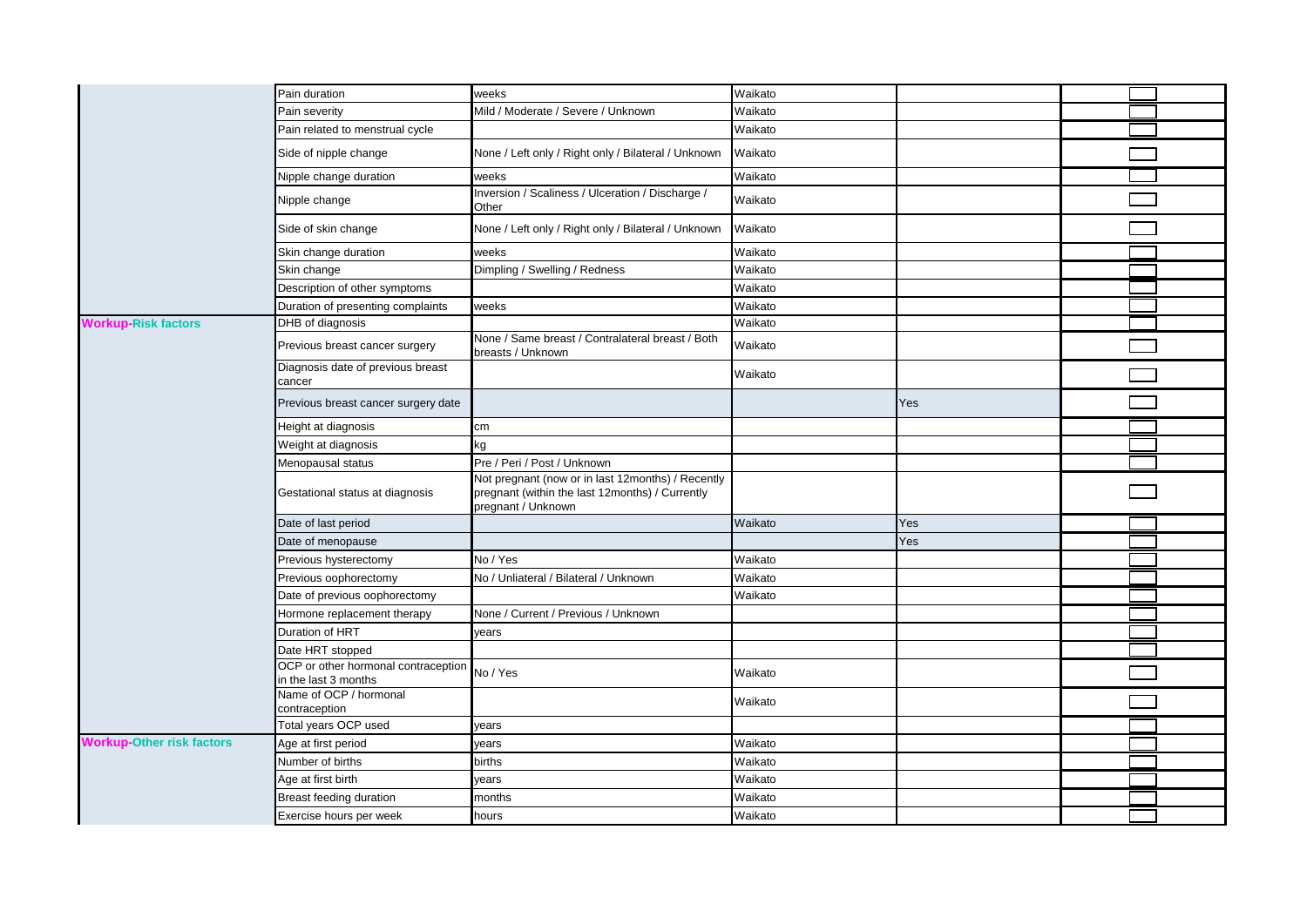| | | | | | |
|---|---|---|---|---|---|
| | Pain duration | weeks | Waikato | | |
| | Pain severity | Mild / Moderate / Severe / Unknown | Waikato | | |
| | Pain related to menstrual cycle | | Waikato | | |
| | Side of nipple change | None / Left only / Right only / Bilateral / Unknown | Waikato | | |
| | Nipple change duration | weeks | Waikato | | |
| | Nipple change | Inversion / Scaliness / Ulceration / Discharge / Other | Waikato | | |
| | Side of skin change | None / Left only / Right only / Bilateral / Unknown | Waikato | | |
| | Skin change duration | weeks | Waikato | | |
| | Skin change | Dimpling / Swelling / Redness | Waikato | | |
| | Description of other symptoms | | Waikato | | |
| | Duration of presenting complaints | weeks | Waikato | | |
| **Workup-Risk factors** | DHB of diagnosis | | Waikato | | |
| | Previous breast cancer surgery | None / Same breast / Contralateral breast / Both breasts / Unknown | Waikato | | |
| | Diagnosis date of previous breast cancer | | Waikato | | |
| | Previous breast cancer surgery date | | | Yes | |
| | Height at diagnosis | cm | | | |
| | Weight at diagnosis | kg | | | |
| | Menopausal status | Pre / Peri / Post / Unknown | | | |
| | Gestational status at diagnosis | Not pregnant (now or in last 12months) / Recently pregnant (within the last 12months) / Currently pregnant / Unknown | | | |
| | Date of last period | | Waikato | Yes | |
| | Date of menopause | | | Yes | |
| | Previous hysterectomy | No / Yes | Waikato | | |
| | Previous oophorectomy | No / Unliateral / Bilateral / Unknown | Waikato | | |
| | Date of previous oophorectomy | | Waikato | | |
| | Hormone replacement therapy | None / Current / Previous / Unknown | | | |
| | Duration of HRT | years | | | |
| | Date HRT stopped | | | | |
| | OCP or other hormonal contraception in the last 3 months | No / Yes | Waikato | | |
| | Name of OCP / hormonal contraception | | Waikato | | |
| | Total years OCP used | years | | | |
| **Workup-Other risk factors** | Age at first period | years | Waikato | | |
| | Number of births | births | Waikato | | |
| | Age at first birth | years | Waikato | | |
| | Breast feeding duration | months | Waikato | | |
| | Exercise hours per week | hours | Waikato | | |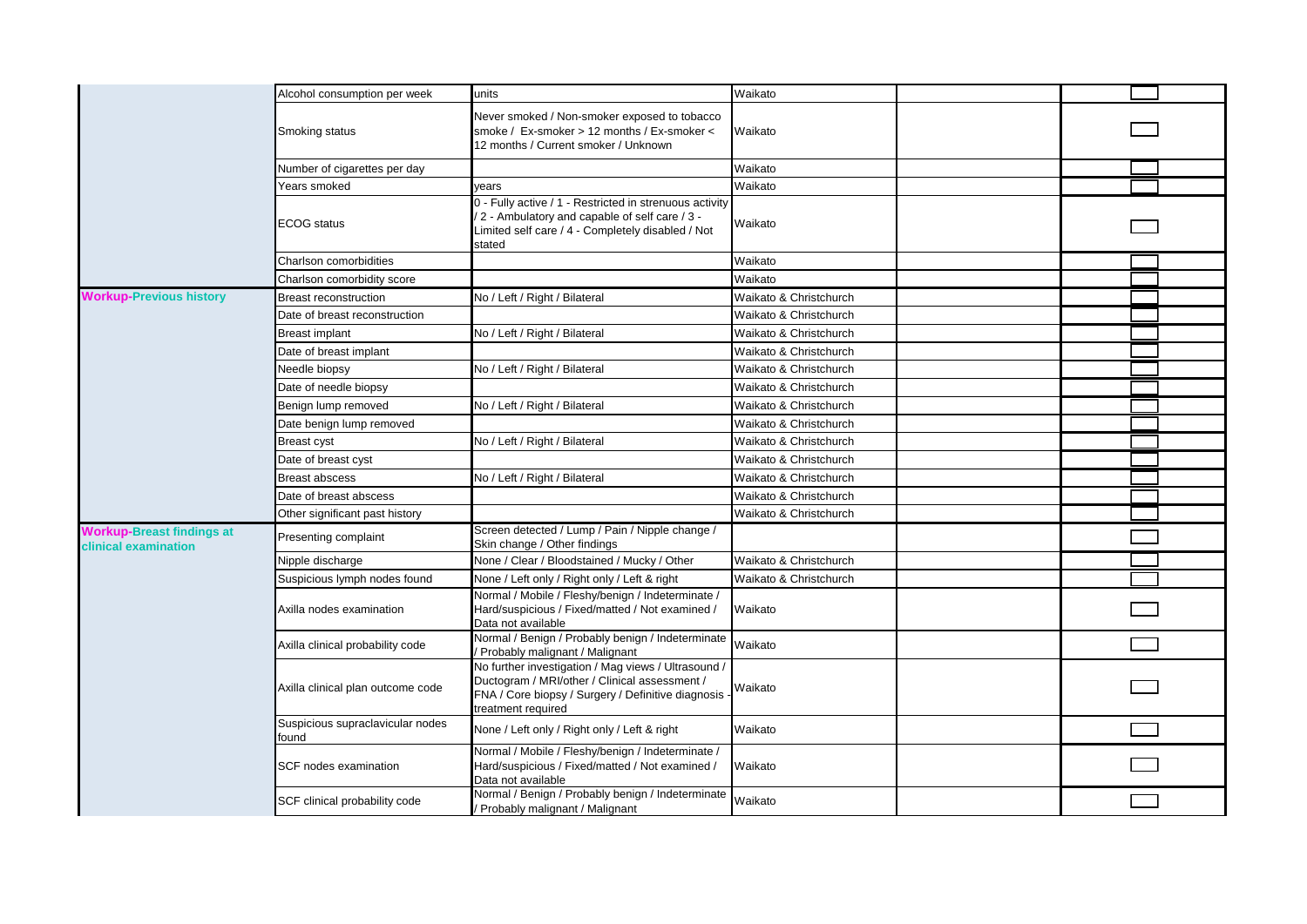| | | | | | |
|---|---|---|---|---|---|
| | Alcohol consumption per week | units | Waikato | | |
| | Smoking status | Never smoked / Non-smoker exposed to tobacco smoke / Ex-smoker > 12 months / Ex-smoker < 12 months / Current smoker / Unknown | Waikato | | |
| | Number of cigarettes per day | | Waikato | | |
| | Years smoked | years | Waikato | | |
| | ECOG status | 0 - Fully active / 1 - Restricted in strenuous activity / 2 - Ambulatory and capable of self care / 3 - Limited self care / 4 - Completely disabled / Not stated | Waikato | | |
| | Charlson comorbidities | | Waikato | | |
| | Charlson comorbidity score | | Waikato | | |
| **Workup-Previous history** | Breast reconstruction | No / Left / Right / Bilateral | Waikato & Christchurch | | |
| | Date of breast reconstruction | | Waikato & Christchurch | | |
| | Breast implant | No / Left / Right / Bilateral | Waikato & Christchurch | | |
| | Date of breast implant | | Waikato & Christchurch | | |
| | Needle biopsy | No / Left / Right / Bilateral | Waikato & Christchurch | | |
| | Date of needle biopsy | | Waikato & Christchurch | | |
| | Benign lump removed | No / Left / Right / Bilateral | Waikato & Christchurch | | |
| | Date benign lump removed | | Waikato & Christchurch | | |
| | Breast cyst | No / Left / Right / Bilateral | Waikato & Christchurch | | |
| | Date of breast cyst | | Waikato & Christchurch | | |
| | Breast abscess | No / Left / Right / Bilateral | Waikato & Christchurch | | |
| | Date of breast abscess | | Waikato & Christchurch | | |
| | Other significant past history | | Waikato & Christchurch | | |
| **Workup-Breast findings at clinical examination** | Presenting complaint | Screen detected / Lump / Pain / Nipple change / Skin change / Other findings | | | |
| | Nipple discharge | None / Clear / Bloodstained / Mucky / Other | Waikato & Christchurch | | |
| | Suspicious lymph nodes found | None / Left only / Right only / Left & right | Waikato & Christchurch | | |
| | Axilla nodes examination | Normal / Mobile / Fleshy/benign / Indeterminate / Hard/suspicious / Fixed/matted / Not examined / Data not available | Waikato | | |
| | Axilla clinical probability code | Normal / Benign / Probably benign / Indeterminate / Probably malignant / Malignant | Waikato | | |
| | Axilla clinical plan outcome code | No further investigation / Mag views / Ultrasound / Ductogram / MRI/other / Clinical assessment / FNA / Core biopsy / Surgery / Definitive diagnosis - treatment required | Waikato | | |
| | Suspicious supraclavicular nodes found | None / Left only / Right only / Left & right | Waikato | | |
| | SCF nodes examination | Normal / Mobile / Fleshy/benign / Indeterminate / Hard/suspicious / Fixed/matted / Not examined / Data not available | Waikato | | |
| | SCF clinical probability code | Normal / Benign / Probably benign / Indeterminate / Probably malignant / Malignant | Waikato | | |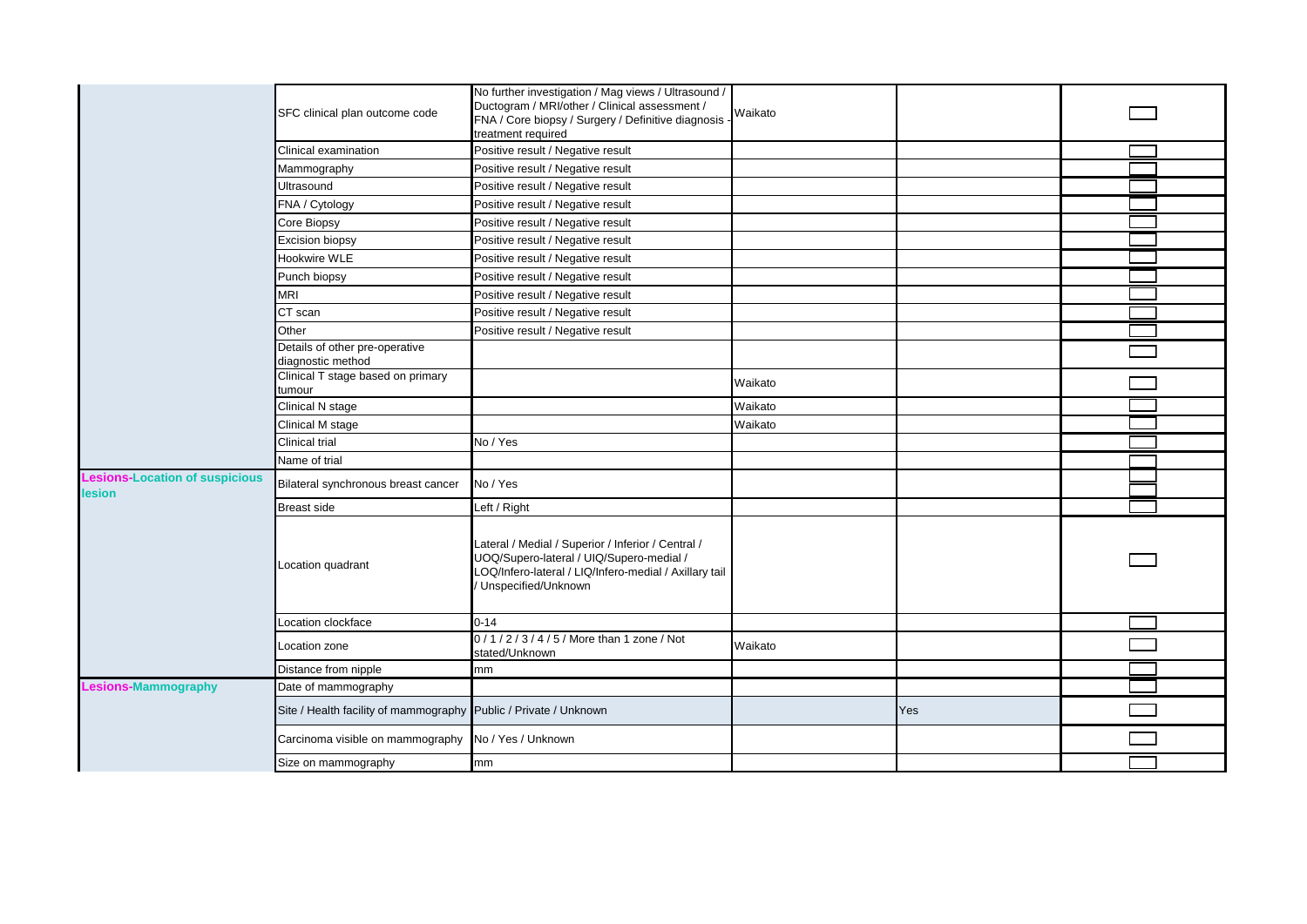| | | | | | |
|---|---|---|---|---|---|
| | SFC clinical plan outcome code | No further investigation / Mag views / Ultrasound / Ductogram / MRI/other / Clinical assessment / FNA / Core biopsy / Surgery / Definitive diagnosis - treatment required | Waikato | | ☐ |
| | Clinical examination | Positive result / Negative result | | | ☐ |
| | Mammography | Positive result / Negative result | | | ☐ |
| | Ultrasound | Positive result / Negative result | | | ☐ |
| | FNA / Cytology | Positive result / Negative result | | | ☐ |
| | Core Biopsy | Positive result / Negative result | | | ☐ |
| | Excision biopsy | Positive result / Negative result | | | ☐ |
| | Hookwire WLE | Positive result / Negative result | | | ☐ |
| | Punch biopsy | Positive result / Negative result | | | ☐ |
| | MRI | Positive result / Negative result | | | ☐ |
| | CT scan | Positive result / Negative result | | | ☐ |
| | Other | Positive result / Negative result | | | ☐ |
| | Details of other pre-operative diagnostic method | | | | ☐ |
| | Clinical T stage based on primary tumour | | Waikato | | ☐ |
| | Clinical N stage | | Waikato | | ☐ |
| | Clinical M stage | | Waikato | | ☐ |
| | Clinical trial | No / Yes | | | ☐ |
| | Name of trial | | | | ☐ |
| **Lesions-Location of suspicious lesion** | Bilateral synchronous breast cancer | No / Yes | | | ☐ ☐ |
| | Breast side | Left / Right | | | ☐ |
| | Location quadrant | Lateral / Medial / Superior / Inferior / Central / UOQ/Supero-lateral / UIQ/Supero-medial / LOQ/Infero-lateral / LIQ/Infero-medial / Axillary tail / Unspecified/Unknown | | | ☐ |
| | Location clockface | 0-14 | | | ☐ |
| | Location zone | 0 / 1 / 2 / 3 / 4 / 5 / More than 1 zone / Not stated/Unknown | Waikato | | ☐ |
| | Distance from nipple | mm | | | ☐ |
| **Lesions-Mammography** | Date of mammography | | | | ☐ |
| | Site / Health facility of mammography | Public / Private / Unknown | | Yes | ☐ |
| | Carcinoma visible on mammography | No / Yes / Unknown | | | ☐ |
| | Size on mammography | mm | | | ☐ |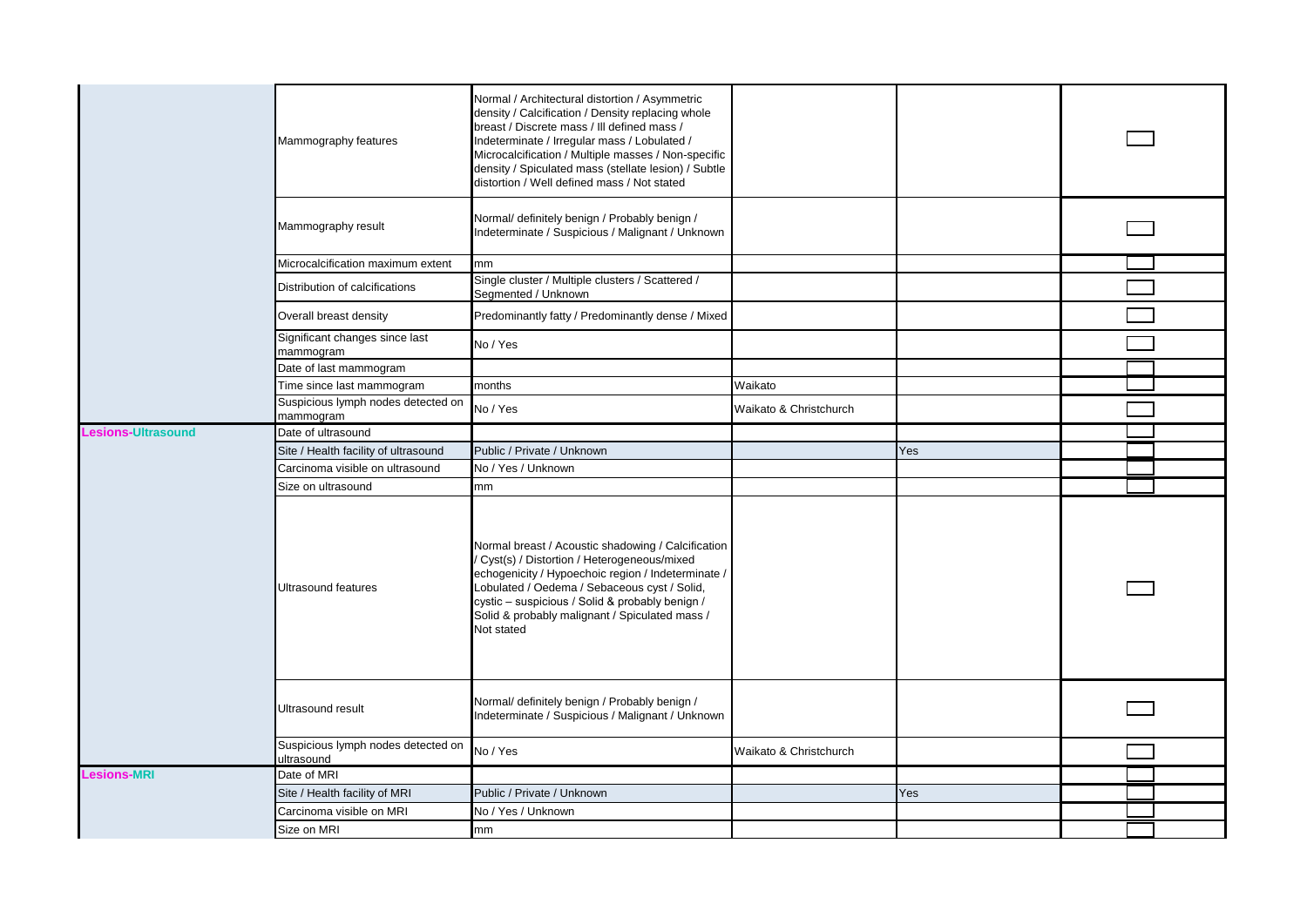| | | | | | |
|---|---|---|---|---|---|
| | Mammography features | Normal / Architectural distortion / Asymmetric density / Calcification / Density replacing whole breast / Discrete mass / Ill defined mass / Indeterminate / Irregular mass / Lobulated / Microcalcification / Multiple masses / Non-specific density / Spiculated mass (stellate lesion) / Subtle distortion / Well defined mass / Not stated | | | |
| | Mammography result | Normal/ definitely benign / Probably benign / Indeterminate / Suspicious / Malignant / Unknown | | | |
| | Microcalcification maximum extent | mm | | | |
| | Distribution of calcifications | Single cluster / Multiple clusters / Scattered / Segmented / Unknown | | | |
| | Overall breast density | Predominantly fatty / Predominantly dense / Mixed | | | |
| | Significant changes since last mammogram | No / Yes | | | |
| | Date of last mammogram | | | | |
| | Time since last mammogram | months | Waikato | | |
| | Suspicious lymph nodes detected on mammogram | No / Yes | Waikato & Christchurch | | |
| **Lesions-Ultrasound** | Date of ultrasound | | | | |
| | Site / Health facility of ultrasound | Public / Private / Unknown | | Yes | |
| | Carcinoma visible on ultrasound | No / Yes / Unknown | | | |
| | Size on ultrasound | mm | | | |
| | Ultrasound features | Normal breast / Acoustic shadowing / Calcification / Cyst(s) / Distortion / Heterogeneous/mixed echogenicity / Hypoechoic region / Indeterminate / Lobulated / Oedema / Sebaceous cyst / Solid, cystic – suspicious / Solid & probably benign / Solid & probably malignant / Spiculated mass / Not stated | | | |
| | Ultrasound result | Normal/ definitely benign / Probably benign / Indeterminate / Suspicious / Malignant / Unknown | | | |
| | Suspicious lymph nodes detected on ultrasound | No / Yes | Waikato & Christchurch | | |
| **Lesions-MRI** | Date of MRI | | | | |
| | Site / Health facility of MRI | Public / Private / Unknown | | Yes | |
| | Carcinoma visible on MRI | No / Yes / Unknown | | | |
| | Size on MRI | mm | | | |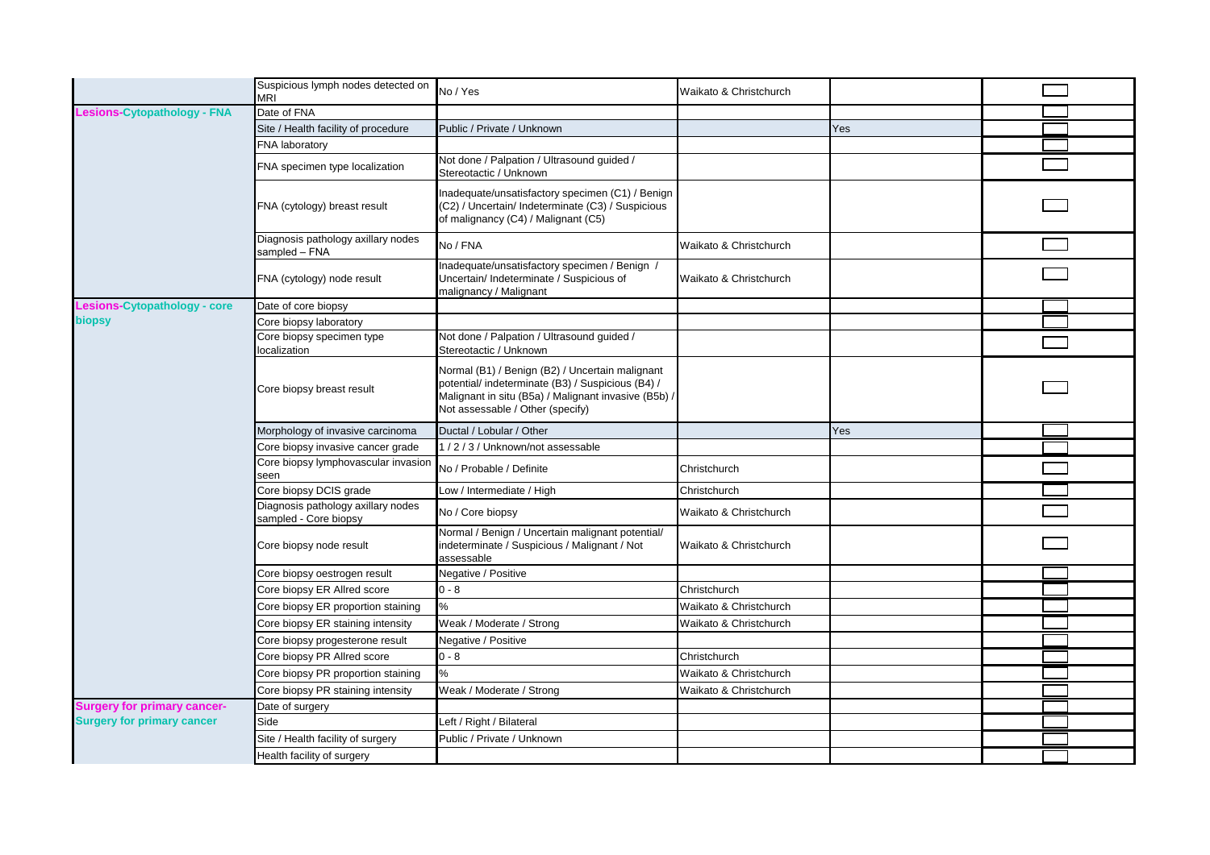| | | | | | |
|---|---|---|---|---|---|
| | Suspicious lymph nodes detected on MRI | No / Yes | Waikato & Christchurch | | |
| **Lesions-Cytopathology - FNA** | Date of FNA | | | | |
| | Site / Health facility of procedure | Public / Private / Unknown | | Yes | |
| | FNA laboratory | | | | |
| | FNA specimen type localization | Not done / Palpation / Ultrasound guided / Stereotactic / Unknown | | | |
| | FNA (cytology) breast result | Inadequate/unsatisfactory specimen (C1) / Benign (C2) / Uncertain/ Indeterminate (C3) / Suspicious of malignancy (C4) / Malignant (C5) | | | |
| | Diagnosis pathology axillary nodes sampled – FNA | No / FNA | Waikato & Christchurch | | |
| | FNA (cytology) node result | Inadequate/unsatisfactory specimen / Benign / Uncertain/ Indeterminate / Suspicious of malignancy / Malignant | Waikato & Christchurch | | |
| **Lesions-Cytopathology - core biopsy** | Date of core biopsy | | | | |
| | Core biopsy laboratory | | | | |
| | Core biopsy specimen type localization | Not done / Palpation / Ultrasound guided / Stereotactic / Unknown | | | |
| | Core biopsy breast result | Normal (B1) / Benign (B2) / Uncertain malignant potential/ indeterminate (B3) / Suspicious (B4) / Malignant in situ (B5a) / Malignant invasive (B5b) / Not assessable / Other (specify) | | | |
| | Morphology of invasive carcinoma | Ductal / Lobular / Other | | Yes | |
| | Core biopsy invasive cancer grade | 1 / 2 / 3 / Unknown/not assessable | | | |
| | Core biopsy lymphovascular invasion seen | No / Probable / Definite | Christchurch | | |
| | Core biopsy DCIS grade | Low / Intermediate / High | Christchurch | | |
| | Diagnosis pathology axillary nodes sampled - Core biopsy | No / Core biopsy | Waikato & Christchurch | | |
| | Core biopsy node result | Normal / Benign / Uncertain malignant potential/ indeterminate / Suspicious / Malignant / Not assessable | Waikato & Christchurch | | |
| | Core biopsy oestrogen result | Negative / Positive | | | |
| | Core biopsy ER Allred score | 0 - 8 | Christchurch | | |
| | Core biopsy ER proportion staining | % | Waikato & Christchurch | | |
| | Core biopsy ER staining intensity | Weak / Moderate / Strong | Waikato & Christchurch | | |
| | Core biopsy progesterone result | Negative / Positive | | | |
| | Core biopsy PR Allred score | 0 - 8 | Christchurch | | |
| | Core biopsy PR proportion staining | % | Waikato & Christchurch | | |
| | Core biopsy PR staining intensity | Weak / Moderate / Strong | Waikato & Christchurch | | |
| **Surgery for primary cancer-Surgery for primary cancer** | Date of surgery | | | | |
| | Side | Left / Right / Bilateral | | | |
| | Site / Health facility of surgery | Public / Private / Unknown | | | |
| | Health facility of surgery | | | | |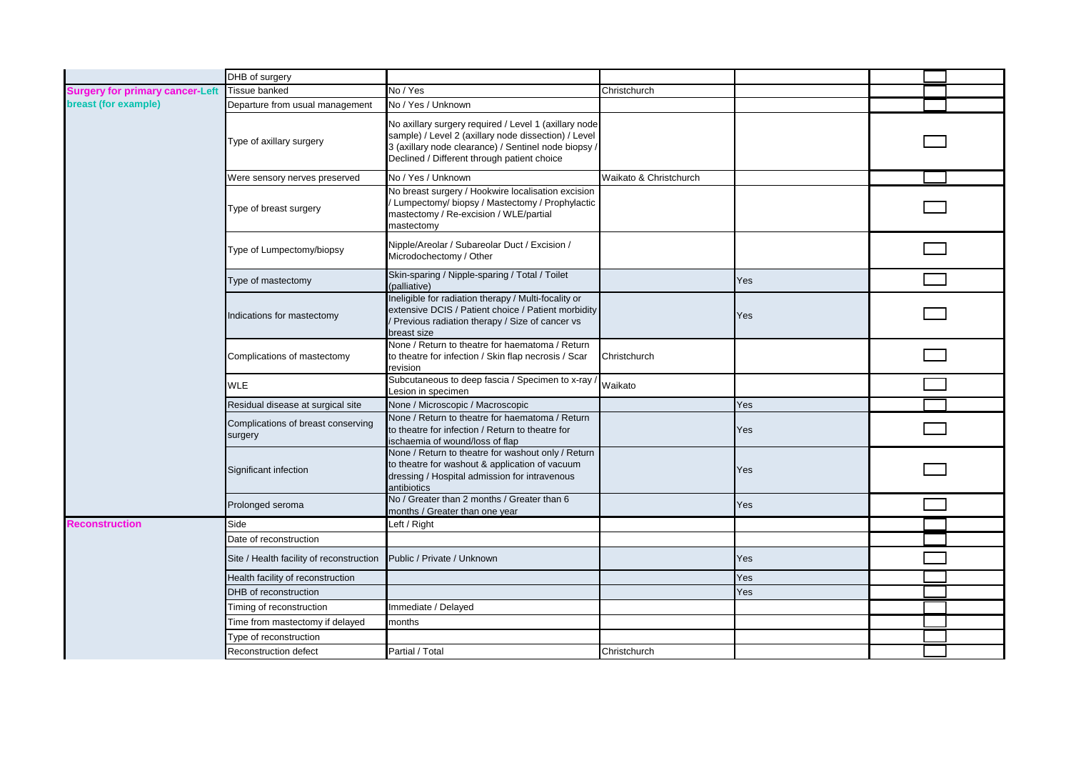| | | | | | |
|---|---|---|---|---|---|
| | DHB of surgery | | | | |
| **Surgery for primary cancer-Left breast (for example)** | Tissue banked | No / Yes | Christchurch | | |
| | Departure from usual management | No / Yes / Unknown | | | |
| | Type of axillary surgery | No axillary surgery required / Level 1 (axillary node sample) / Level 2 (axillary node dissection) / Level 3 (axillary node clearance) / Sentinel node biopsy / Declined / Different through patient choice | | | |
| | Were sensory nerves preserved | No / Yes / Unknown | Waikato & Christchurch | | |
| | Type of breast surgery | No breast surgery / Hookwire localisation excision / Lumpectomy/ biopsy / Mastectomy / Prophylactic mastectomy / Re-excision / WLE/partial mastectomy | | | |
| | Type of Lumpectomy/biopsy | Nipple/Areolar / Subareolar Duct / Excision / Microdochectomy / Other | | | |
| | Type of mastectomy | Skin-sparing / Nipple-sparing / Total / Toilet (palliative) | | Yes | |
| | Indications for mastectomy | Ineligible for radiation therapy / Multi-focality or extensive DCIS / Patient choice / Patient morbidity / Previous radiation therapy / Size of cancer vs breast size | | Yes | |
| | Complications of mastectomy | None / Return to theatre for haematoma / Return to theatre for infection / Skin flap necrosis / Scar revision | Christchurch | | |
| | WLE | Subcutaneous to deep fascia / Specimen to x-ray / Lesion in specimen | Waikato | | |
| | Residual disease at surgical site | None / Microscopic / Macroscopic | | Yes | |
| | Complications of breast conserving surgery | None / Return to theatre for haematoma / Return to theatre for infection / Return to theatre for ischaemia of wound/loss of flap | | Yes | |
| | Significant infection | None / Return to theatre for washout only / Return to theatre for washout & application of vacuum dressing / Hospital admission for intravenous antibiotics | | Yes | |
| | Prolonged seroma | No / Greater than 2 months / Greater than 6 months / Greater than one year | | Yes | |
| **Reconstruction** | Side | Left / Right | | | |
| | Date of reconstruction | | | | |
| | Site / Health facility of reconstruction | Public / Private / Unknown | | Yes | |
| | Health facility of reconstruction | | | Yes | |
| | DHB of reconstruction | | | Yes | |
| | Timing of reconstruction | Immediate / Delayed | | | |
| | Time from mastectomy if delayed | months | | | |
| | Type of reconstruction | | | | |
| | Reconstruction defect | Partial / Total | Christchurch | | |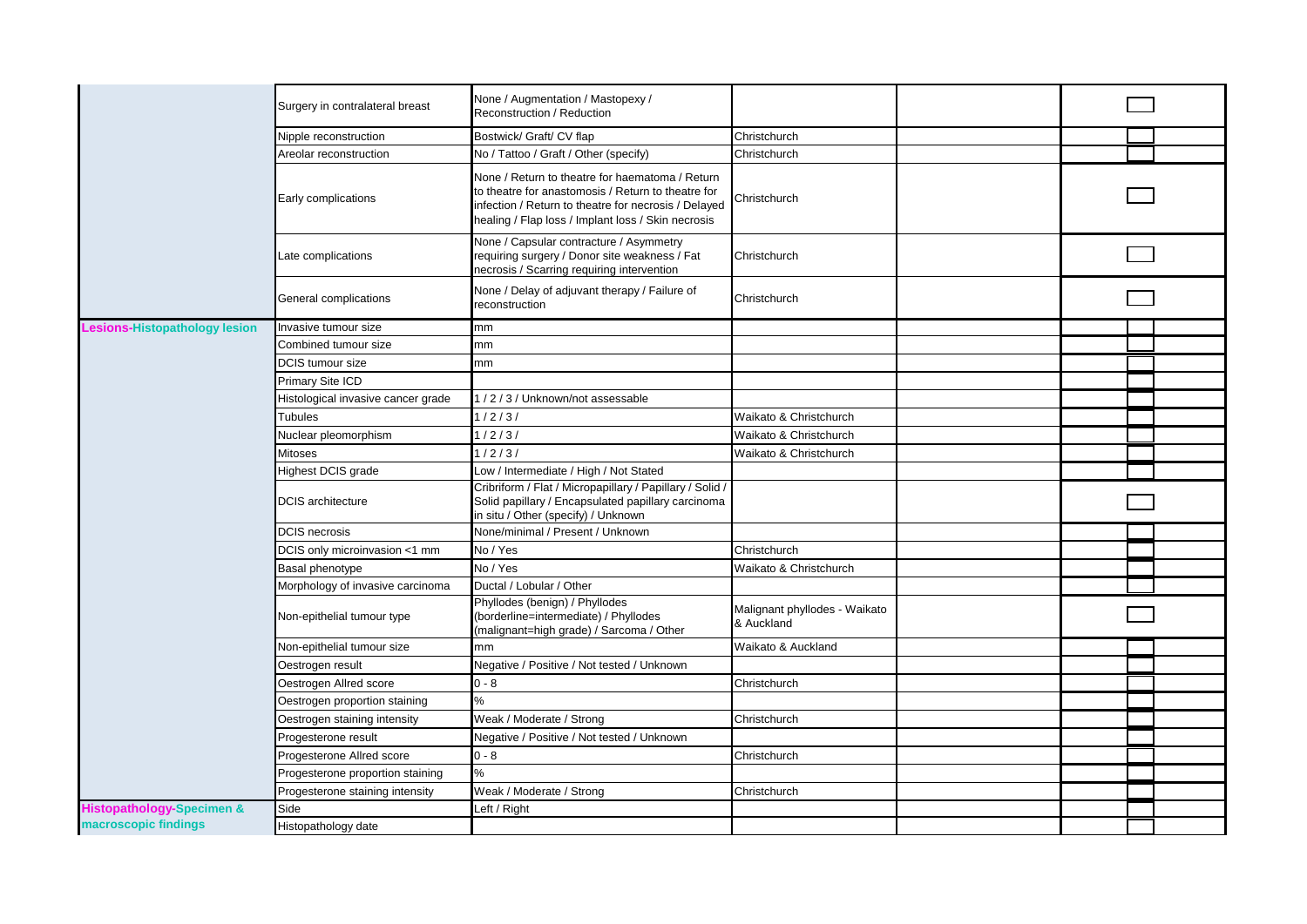| | | | | | |
|---|---|---|---|---|---|
| | Surgery in contralateral breast | None / Augmentation / Mastopexy / Reconstruction / Reduction | | | |
| | Nipple reconstruction | Bostwick/ Graft/ CV flap | Christchurch | | |
| | Areolar reconstruction | No / Tattoo / Graft / Other (specify) | Christchurch | | |
| | Early complications | None / Return to theatre for haematoma / Return to theatre for anastomosis / Return to theatre for infection / Return to theatre for necrosis / Delayed healing / Flap loss / Implant loss / Skin necrosis | Christchurch | | |
| | Late complications | None / Capsular contracture / Asymmetry requiring surgery / Donor site weakness / Fat necrosis / Scarring requiring intervention | Christchurch | | |
| | General complications | None / Delay of adjuvant therapy / Failure of reconstruction | Christchurch | | |
| **Lesions-Histopathology lesion** | Invasive tumour size | mm | | | |
| | Combined tumour size | mm | | | |
| | DCIS tumour size | mm | | | |
| | Primary Site ICD | | | | |
| | Histological invasive cancer grade | 1 / 2 / 3 / Unknown/not assessable | | | |
| | Tubules | 1 / 2 / 3 / | Waikato & Christchurch | | |
| | Nuclear pleomorphism | 1 / 2 / 3 / | Waikato & Christchurch | | |
| | Mitoses | 1 / 2 / 3 / | Waikato & Christchurch | | |
| | Highest DCIS grade | Low / Intermediate / High / Not Stated | | | |
| | DCIS architecture | Cribriform / Flat / Micropapillary / Papillary / Solid / Solid papillary / Encapsulated papillary carcinoma in situ / Other (specify) / Unknown | | | |
| | DCIS necrosis | None/minimal / Present / Unknown | | | |
| | DCIS only microinvasion <1 mm | No / Yes | Christchurch | | |
| | Basal phenotype | No / Yes | Waikato & Christchurch | | |
| | Morphology of invasive carcinoma | Ductal / Lobular / Other | | | |
| | Non-epithelial tumour type | Phyllodes (benign) / Phyllodes (borderline=intermediate) / Phyllodes (malignant=high grade) / Sarcoma / Other | Malignant phyllodes - Waikato & Auckland | | |
| | Non-epithelial tumour size | mm | Waikato & Auckland | | |
| | Oestrogen result | Negative / Positive / Not tested / Unknown | | | |
| | Oestrogen Allred score | 0 - 8 | Christchurch | | |
| | Oestrogen proportion staining | % | | | |
| | Oestrogen staining intensity | Weak / Moderate / Strong | Christchurch | | |
| | Progesterone result | Negative / Positive / Not tested / Unknown | | | |
| | Progesterone Allred score | 0 - 8 | Christchurch | | |
| | Progesterone proportion staining | % | | | |
| | Progesterone staining intensity | Weak / Moderate / Strong | Christchurch | | |
| **Histopathology-Specimen & macroscopic findings** | Side | Left / Right | | | |
| | Histopathology date | | | | |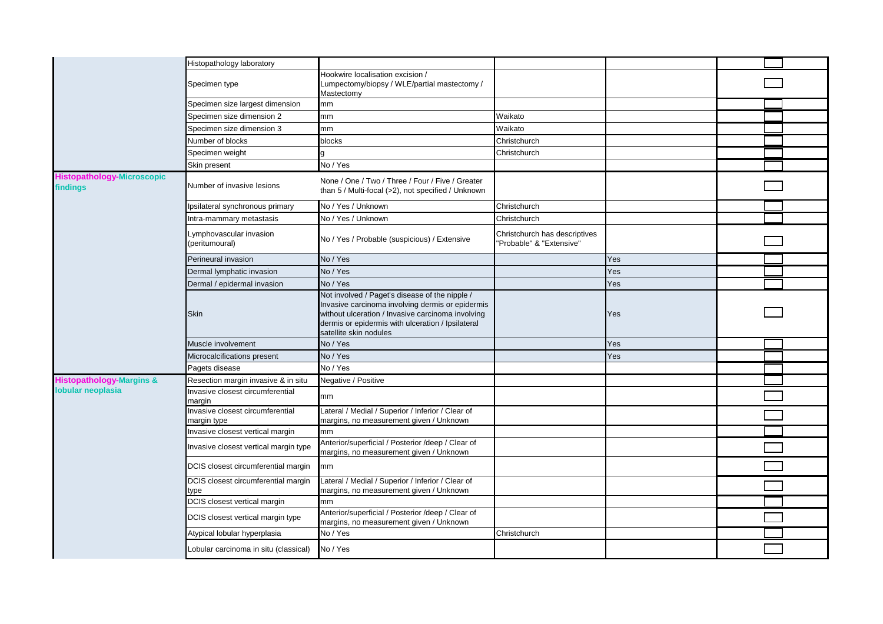| | | | | | |
|---|---|---|---|---|---|
| | Histopathology laboratory | | | | |
| | Specimen type | Hookwire localisation excision / Lumpectomy/biopsy / WLE/partial mastectomy / Mastectomy | | | |
| | Specimen size largest dimension | mm | | | |
| | Specimen size dimension 2 | mm | Waikato | | |
| | Specimen size dimension 3 | mm | Waikato | | |
| | Number of blocks | blocks | Christchurch | | |
| | Specimen weight | g | Christchurch | | |
| | Skin present | No / Yes | | | |
| **Histopathology-Microscopic findings** | Number of invasive lesions | None / One / Two / Three / Four / Five / Greater than 5 / Multi-focal (>2), not specified / Unknown | | | |
| | Ipsilateral synchronous primary | No / Yes / Unknown | Christchurch | | |
| | Intra-mammary metastasis | No / Yes / Unknown | Christchurch | | |
| | Lymphovascular invasion (peritumoural) | No / Yes / Probable (suspicious) / Extensive | Christchurch has descriptives "Probable" & "Extensive" | | |
| | Perineural invasion | No / Yes | | Yes | |
| | Dermal lymphatic invasion | No / Yes | | Yes | |
| | Dermal / epidermal invasion | No / Yes | | Yes | |
| | Skin | Not involved / Paget's disease of the nipple / Invasive carcinoma involving dermis or epidermis without ulceration / Invasive carcinoma involving dermis or epidermis with ulceration / Ipsilateral satellite skin nodules | | Yes | |
| | Muscle involvement | No / Yes | | Yes | |
| | Microcalcifications present | No / Yes | | Yes | |
| | Pagets disease | No / Yes | | | |
| **Histopathology-Margins & lobular neoplasia** | Resection margin invasive & in situ | Negative / Positive | | | |
| | Invasive closest circumferential margin | mm | | | |
| | Invasive closest circumferential margin type | Lateral / Medial / Superior / Inferior / Clear of margins, no measurement given / Unknown | | | |
| | Invasive closest vertical margin | mm | | | |
| | Invasive closest vertical margin type | Anterior/superficial / Posterior /deep / Clear of margins, no measurement given / Unknown | | | |
| | DCIS closest circumferential margin | mm | | | |
| | DCIS closest circumferential margin type | Lateral / Medial / Superior / Inferior / Clear of margins, no measurement given / Unknown | | | |
| | DCIS closest vertical margin | mm | | | |
| | DCIS closest vertical margin type | Anterior/superficial / Posterior /deep / Clear of margins, no measurement given / Unknown | | | |
| | Atypical lobular hyperplasia | No / Yes | Christchurch | | |
| | Lobular carcinoma in situ (classical) | No / Yes | | | |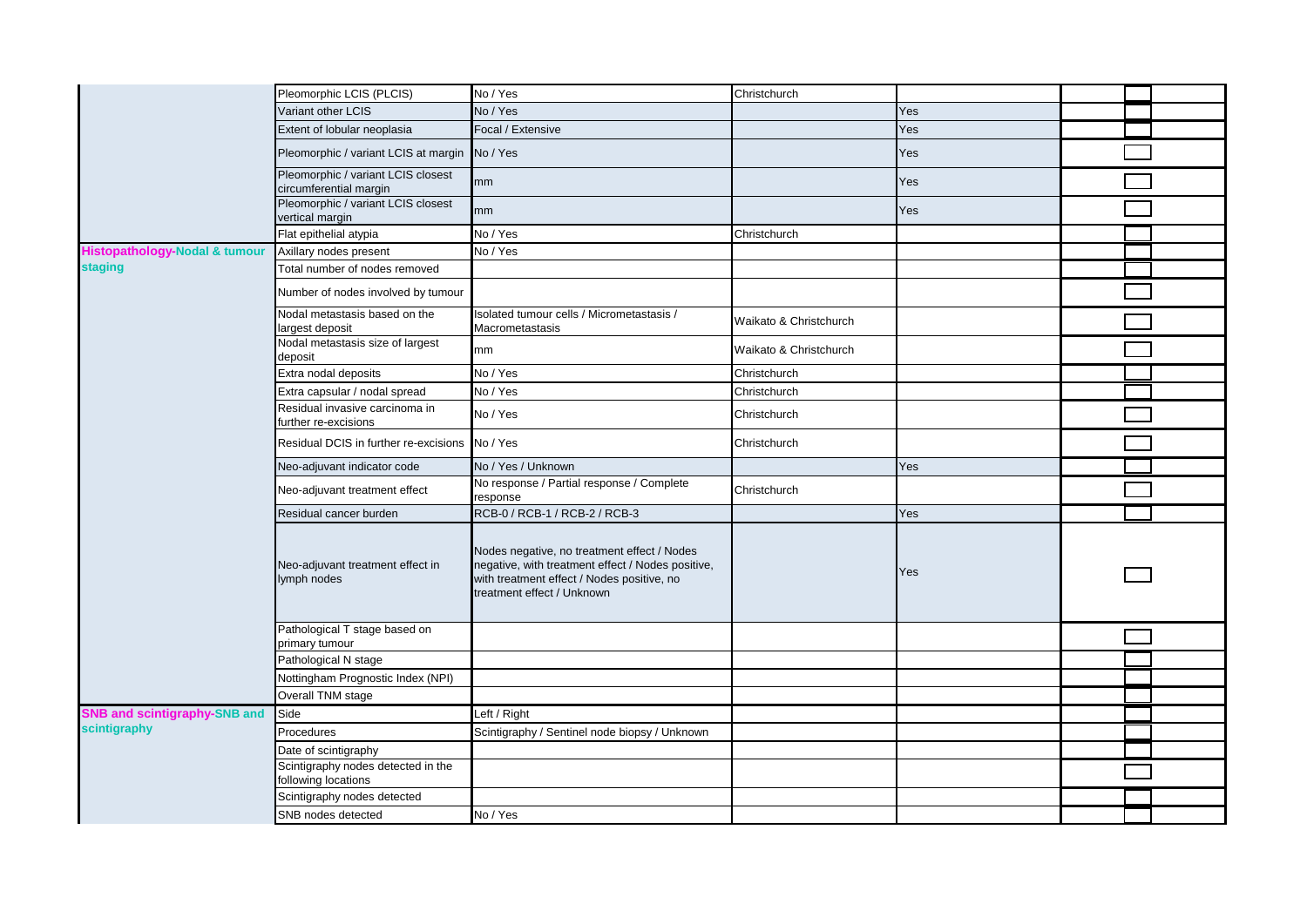| | | | | | |
|---|---|---|---|---|---|
| | Pleomorphic LCIS (PLCIS) | No / Yes | Christchurch | | |
| | Variant other LCIS | No / Yes | | Yes | |
| | Extent of lobular neoplasia | Focal / Extensive | | Yes | |
| | Pleomorphic / variant LCIS at margin | No / Yes | | Yes | |
| | Pleomorphic / variant LCIS closest circumferential margin | mm | | Yes | |
| | Pleomorphic / variant LCIS closest vertical margin | mm | | Yes | |
| | Flat epithelial atypia | No / Yes | Christchurch | | |
| **Histopathology-Nodal & tumour staging** | Axillary nodes present | No / Yes | | | |
| | Total number of nodes removed | | | | |
| | Number of nodes involved by tumour | | | | |
| | Nodal metastasis based on the largest deposit | Isolated tumour cells / Micrometastasis / Macrometastasis | Waikato & Christchurch | | |
| | Nodal metastasis size of largest deposit | mm | Waikato & Christchurch | | |
| | Extra nodal deposits | No / Yes | Christchurch | | |
| | Extra capsular / nodal spread | No / Yes | Christchurch | | |
| | Residual invasive carcinoma in further re-excisions | No / Yes | Christchurch | | |
| | Residual DCIS in further re-excisions | No / Yes | Christchurch | | |
| | Neo-adjuvant indicator code | No / Yes / Unknown | | Yes | |
| | Neo-adjuvant treatment effect | No response / Partial response / Complete response | Christchurch | | |
| | Residual cancer burden | RCB-0 / RCB-1 / RCB-2 / RCB-3 | | Yes | |
| | Neo-adjuvant treatment effect in lymph nodes | Nodes negative, no treatment effect / Nodes negative, with treatment effect / Nodes positive, with treatment effect / Nodes positive, no treatment effect / Unknown | | Yes | |
| | Pathological T stage based on primary tumour | | | | |
| | Pathological N stage | | | | |
| | Nottingham Prognostic Index (NPI) | | | | |
| | Overall TNM stage | | | | |
| **SNB and scintigraphy-SNB and scintigraphy** | Side | Left / Right | | | |
| | Procedures | Scintigraphy / Sentinel node biopsy / Unknown | | | |
| | Date of scintigraphy | | | | |
| | Scintigraphy nodes detected in the following locations | | | | |
| | Scintigraphy nodes detected | | | | |
| | SNB nodes detected | No / Yes | | | |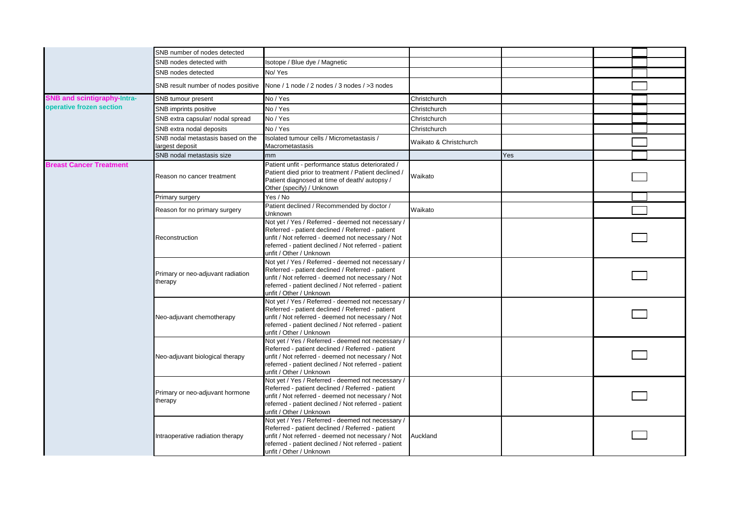|  |  |  |  |  |  |
|---|---|---|---|---|---|
|  | SNB number of nodes detected |  |  |  |  |
|  | SNB nodes detected with | Isotope / Blue dye / Magnetic |  |  |  |
|  | SNB nodes detected | No/ Yes |  |  |  |
|  | SNB result number of nodes positive | None / 1 node / 2 nodes / 3 nodes / >3 nodes |  |  |  |
| **SNB and scintigraphy-Intra-operative frozen section** | SNB tumour present | No / Yes | Christchurch |  |  |
|  | SNB imprints positive | No / Yes | Christchurch |  |  |
|  | SNB extra capsular/ nodal spread | No / Yes | Christchurch |  |  |
|  | SNB extra nodal deposits | No / Yes | Christchurch |  |  |
|  | SNB nodal metastasis based on the largest deposit | Isolated tumour cells / Micrometastasis / Macrometastasis | Waikato & Christchurch |  |  |
|  | SNB nodal metastasis size | mm |  | Yes |  |
| **Breast Cancer Treatment** | Reason no cancer treatment | Patient unfit - performance status deteriorated / Patient died prior to treatment / Patient declined / Patient diagnosed at time of death/ autopsy / Other (specify) / Unknown | Waikato |  |  |
|  | Primary surgery | Yes / No |  |  |  |
|  | Reason for no primary surgery | Patient declined / Recommended by doctor / Unknown | Waikato |  |  |
|  | Reconstruction | Not yet / Yes / Referred - deemed not necessary / Referred - patient declined / Referred - patient unfit / Not referred - deemed not necessary / Not referred - patient declined / Not referred - patient unfit / Other / Unknown |  |  |  |
|  | Primary or neo-adjuvant radiation therapy | Not yet / Yes / Referred - deemed not necessary / Referred - patient declined / Referred - patient unfit / Not referred - deemed not necessary / Not referred - patient declined / Not referred - patient unfit / Other / Unknown |  |  |  |
|  | Neo-adjuvant chemotherapy | Not yet / Yes / Referred - deemed not necessary / Referred - patient declined / Referred - patient unfit / Not referred - deemed not necessary / Not referred - patient declined / Not referred - patient unfit / Other / Unknown |  |  |  |
|  | Neo-adjuvant biological therapy | Not yet / Yes / Referred - deemed not necessary / Referred - patient declined / Referred - patient unfit / Not referred - deemed not necessary / Not referred - patient declined / Not referred - patient unfit / Other / Unknown |  |  |  |
|  | Primary or neo-adjuvant hormone therapy | Not yet / Yes / Referred - deemed not necessary / Referred - patient declined / Referred - patient unfit / Not referred - deemed not necessary / Not referred - patient declined / Not referred - patient unfit / Other / Unknown |  |  |  |
|  | Intraoperative radiation therapy | Not yet / Yes / Referred - deemed not necessary / Referred - patient declined / Referred - patient unfit / Not referred - deemed not necessary / Not referred - patient declined / Not referred - patient unfit / Other / Unknown | Auckland |  |  |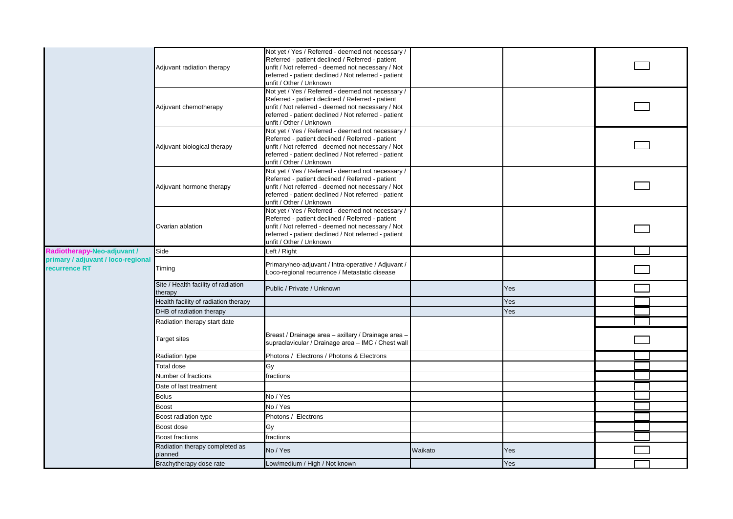| | | | | | |
|---|---|---|---|---|---|
| | Adjuvant radiation therapy | Not yet / Yes / Referred - deemed not necessary / Referred - patient declined / Referred - patient unfit / Not referred - deemed not necessary / Not referred - patient declined / Not referred - patient unfit / Other / Unknown | | | ☐ |
| | Adjuvant chemotherapy | Not yet / Yes / Referred - deemed not necessary / Referred - patient declined / Referred - patient unfit / Not referred - deemed not necessary / Not referred - patient declined / Not referred - patient unfit / Other / Unknown | | | ☐ |
| | Adjuvant biological therapy | Not yet / Yes / Referred - deemed not necessary / Referred - patient declined / Referred - patient unfit / Not referred - deemed not necessary / Not referred - patient declined / Not referred - patient unfit / Other / Unknown | | | ☐ |
| | Adjuvant hormone therapy | Not yet / Yes / Referred - deemed not necessary / Referred - patient declined / Referred - patient unfit / Not referred - deemed not necessary / Not referred - patient declined / Not referred - patient unfit / Other / Unknown | | | ☐ |
| | Ovarian ablation | Not yet / Yes / Referred - deemed not necessary / Referred - patient declined / Referred - patient unfit / Not referred - deemed not necessary / Not referred - patient declined / Not referred - patient unfit / Other / Unknown | | | ☐ |
| **Radiotherapy-Neo-adjuvant / primary / adjuvant / loco-regional recurrence RT** | Side | Left / Right | | | ☐ |
| | Timing | Primary/neo-adjuvant / Intra-operative / Adjuvant / Loco-regional recurrence / Metastatic disease | | | ☐ |
| | Site / Health facility of radiation therapy | Public / Private / Unknown | | Yes | ☐ |
| | Health facility of radiation therapy | | | Yes | ☐ |
| | DHB of radiation therapy | | | Yes | ☐ |
| | Radiation therapy start date | | | | ☐ |
| | Target sites | Breast / Drainage area – axillary / Drainage area – supraclavicular / Drainage area – IMC / Chest wall | | | ☐ |
| | Radiation type | Photons / Electrons / Photons & Electrons | | | ☐ |
| | Total dose | Gy | | | ☐ |
| | Number of fractions | fractions | | | ☐ |
| | Date of last treatment | | | | ☐ |
| | Bolus | No / Yes | | | ☐ |
| | Boost | No / Yes | | | ☐ |
| | Boost radiation type | Photons / Electrons | | | ☐ |
| | Boost dose | Gy | | | ☐ |
| | Boost fractions | fractions | | | ☐ |
| | Radiation therapy completed as planned | No / Yes | Waikato | Yes | ☐ |
| | Brachytherapy dose rate | Low/medium / High / Not known | | Yes | ☐ |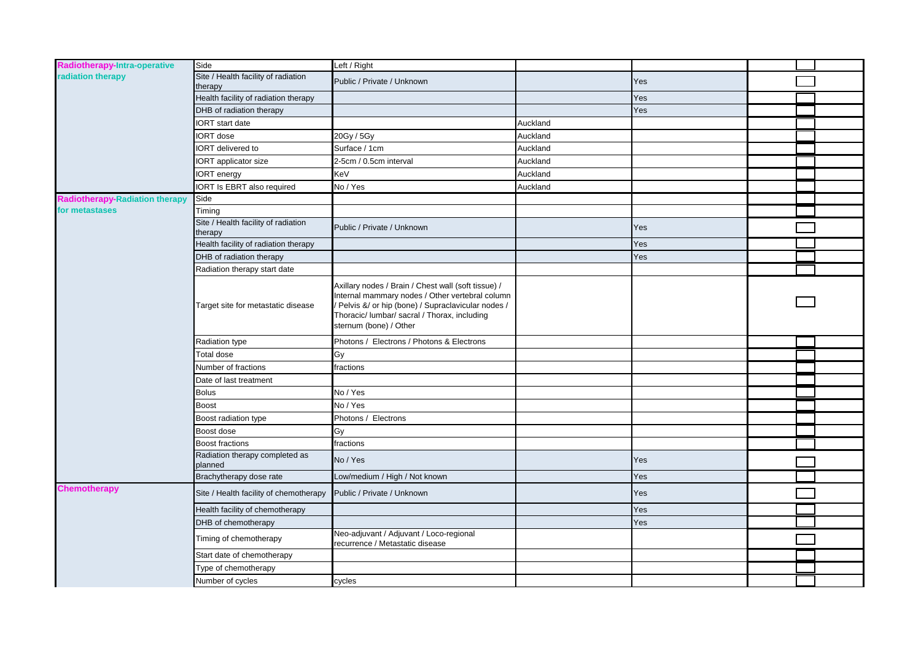| | | | | | |
|---|---|---|---|---|---|
| Radiotherapy-Intra-operative radiation therapy | Side | Left / Right | | | ☐ |
| | Site / Health facility of radiation therapy | Public / Private / Unknown | | Yes | ☐ |
| | Health facility of radiation therapy | | | Yes | ☐ |
| | DHB of radiation therapy | | | Yes | ☐ |
| | IORT start date | | Auckland | | ☐ |
| | IORT dose | 20Gy / 5Gy | Auckland | | ☐ |
| | IORT delivered to | Surface / 1cm | Auckland | | ☐ |
| | IORT applicator size | 2-5cm / 0.5cm interval | Auckland | | ☐ |
| | IORT energy | KeV | Auckland | | ☐ |
| | IORT Is EBRT also required | No / Yes | Auckland | | ☐ |
| Radiotherapy-Radiation therapy for metastases | Side | | | | ☐ |
| | Timing | | | | ☐ |
| | Site / Health facility of radiation therapy | Public / Private / Unknown | | Yes | ☐ |
| | Health facility of radiation therapy | | | Yes | ☐ |
| | DHB of radiation therapy | | | Yes | ☐ |
| | Radiation therapy start date | | | | ☐ |
| | Target site for metastatic disease | Axillary nodes / Brain / Chest wall (soft tissue) / Internal mammary nodes / Other vertebral column / Pelvis &/ or hip (bone) / Supraclavicular nodes / Thoracic/ lumbar/ sacral / Thorax, including sternum (bone) / Other | | | ☐ |
| | Radiation type | Photons / Electrons / Photons & Electrons | | | ☐ |
| | Total dose | Gy | | | ☐ |
| | Number of fractions | fractions | | | ☐ |
| | Date of last treatment | | | | ☐ |
| | Bolus | No / Yes | | | ☐ |
| | Boost | No / Yes | | | ☐ |
| | Boost radiation type | Photons / Electrons | | | ☐ |
| | Boost dose | Gy | | | ☐ |
| | Boost fractions | fractions | | | ☐ |
| | Radiation therapy completed as planned | No / Yes | | Yes | ☐ |
| | Brachytherapy dose rate | Low/medium / High / Not known | | Yes | ☐ |
| Chemotherapy | Site / Health facility of chemotherapy | Public / Private / Unknown | | Yes | ☐ |
| | Health facility of chemotherapy | | | Yes | ☐ |
| | DHB of chemotherapy | | | Yes | ☐ |
| | Timing of chemotherapy | Neo-adjuvant / Adjuvant / Loco-regional recurrence / Metastatic disease | | | ☐ |
| | Start date of chemotherapy | | | | ☐ |
| | Type of chemotherapy | | | | ☐ |
| | Number of cycles | cycles | | | ☐ |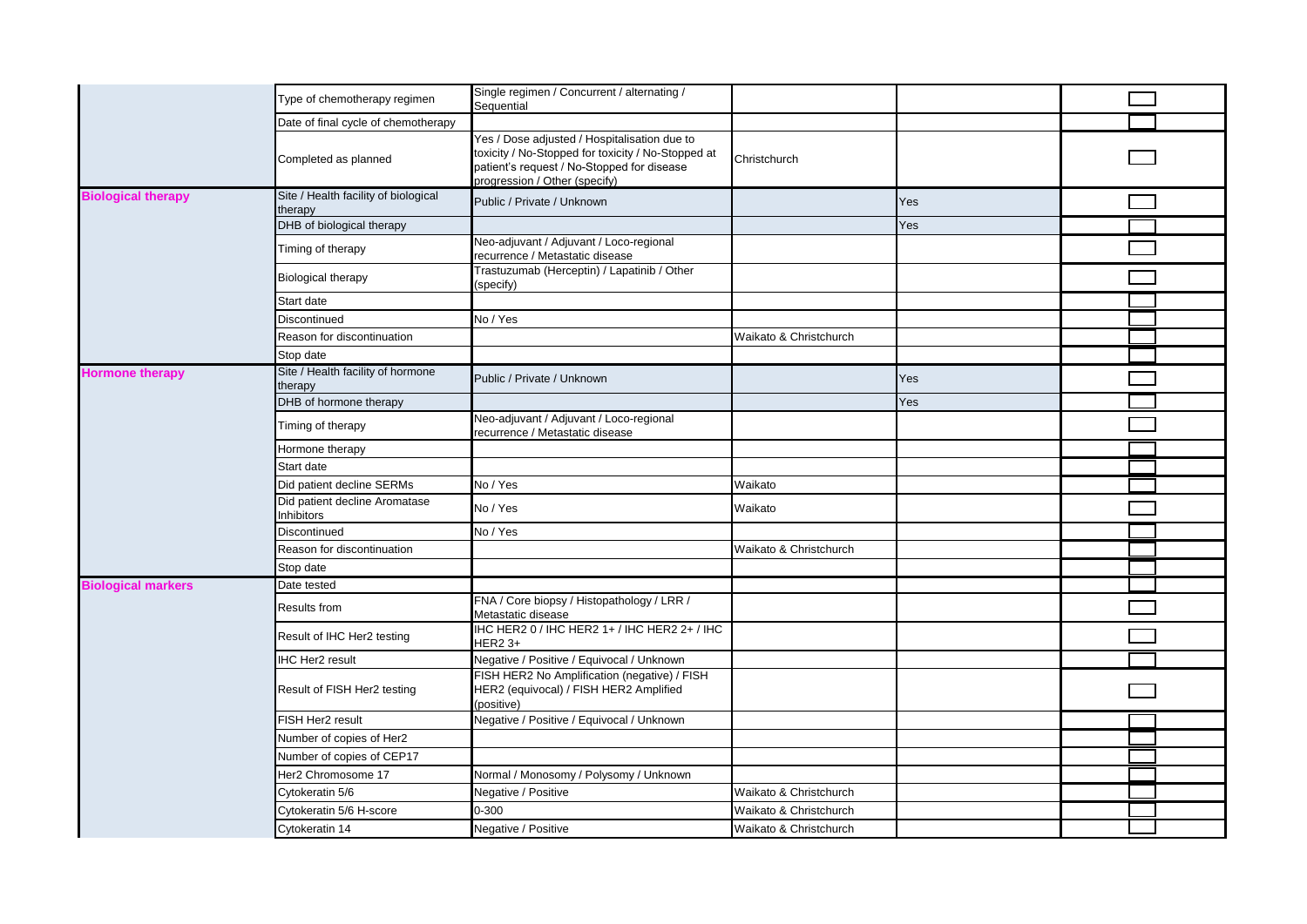| | | | | | |
|---|---|---|---|---|---|
| | Type of chemotherapy regimen | Single regimen / Concurrent / alternating / Sequential | | | |
| | Date of final cycle of chemotherapy | | | | |
| | Completed as planned | Yes / Dose adjusted / Hospitalisation due to toxicity / No-Stopped for toxicity / No-Stopped at patient's request / No-Stopped for disease progression / Other (specify) | Christchurch | | |
| **Biological therapy** | Site / Health facility of biological therapy | Public / Private / Unknown | | Yes | |
| | DHB of biological therapy | | | Yes | |
| | Timing of therapy | Neo-adjuvant / Adjuvant / Loco-regional recurrence / Metastatic disease | | | |
| | Biological therapy | Trastuzumab (Herceptin) / Lapatinib / Other (specify) | | | |
| | Start date | | | | |
| | Discontinued | No / Yes | | | |
| | Reason for discontinuation | | Waikato & Christchurch | | |
| | Stop date | | | | |
| **Hormone therapy** | Site / Health facility of hormone therapy | Public / Private / Unknown | | Yes | |
| | DHB of hormone therapy | | | Yes | |
| | Timing of therapy | Neo-adjuvant / Adjuvant / Loco-regional recurrence / Metastatic disease | | | |
| | Hormone therapy | | | | |
| | Start date | | | | |
| | Did patient decline SERMs | No / Yes | Waikato | | |
| | Did patient decline Aromatase Inhibitors | No / Yes | Waikato | | |
| | Discontinued | No / Yes | | | |
| | Reason for discontinuation | | Waikato & Christchurch | | |
| | Stop date | | | | |
| **Biological markers** | Date tested | | | | |
| | Results from | FNA / Core biopsy / Histopathology / LRR / Metastatic disease | | | |
| | Result of IHC Her2 testing | IHC HER2 0 / IHC HER2 1+ / IHC HER2 2+ / IHC HER2 3+ | | | |
| | IHC Her2 result | Negative / Positive / Equivocal / Unknown | | | |
| | Result of FISH Her2 testing | FISH HER2 No Amplification (negative) / FISH HER2 (equivocal) / FISH HER2 Amplified (positive) | | | |
| | FISH Her2 result | Negative / Positive / Equivocal / Unknown | | | |
| | Number of copies of Her2 | | | | |
| | Number of copies of CEP17 | | | | |
| | Her2 Chromosome 17 | Normal / Monosomy / Polysomy / Unknown | | | |
| | Cytokeratin 5/6 | Negative / Positive | Waikato & Christchurch | | |
| | Cytokeratin 5/6 H-score | 0-300 | Waikato & Christchurch | | |
| | Cytokeratin 14 | Negative / Positive | Waikato & Christchurch | | |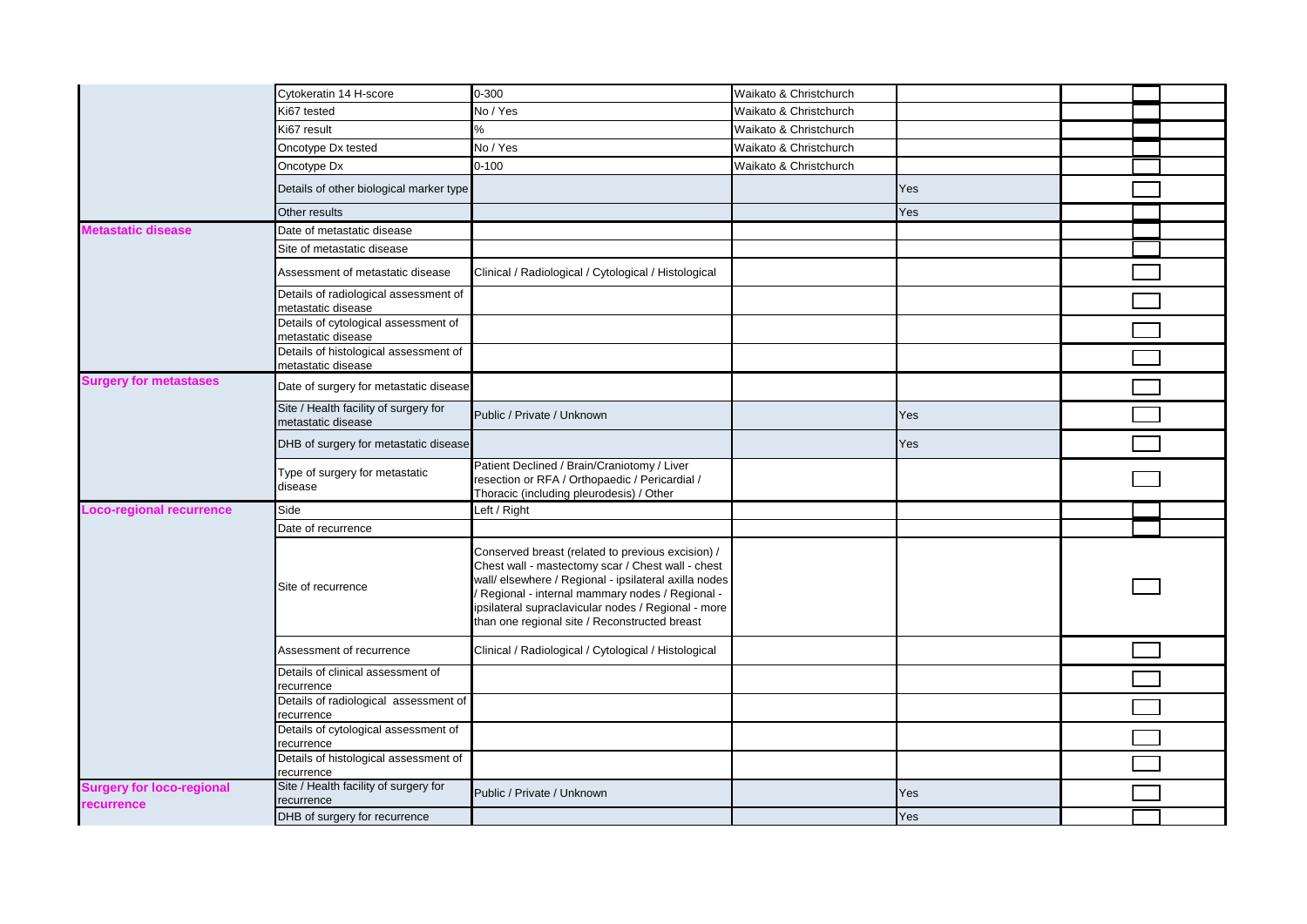| | | | | | |
|---|---|---|---|---|---|
| | Cytokeratin 14 H-score | 0-300 | Waikato & Christchurch | | |
| | Ki67 tested | No / Yes | Waikato & Christchurch | | |
| | Ki67 result | % | Waikato & Christchurch | | |
| | Oncotype Dx tested | No / Yes | Waikato & Christchurch | | |
| | Oncotype Dx | 0-100 | Waikato & Christchurch | | |
| | Details of other biological marker type | | | Yes | |
| | Other results | | | Yes | |
| **Metastatic disease** | Date of metastatic disease | | | | |
| | Site of metastatic disease | | | | |
| | Assessment of metastatic disease | Clinical / Radiological / Cytological / Histological | | | |
| | Details of radiological assessment of metastatic disease | | | | |
| | Details of cytological assessment of metastatic disease | | | | |
| | Details of histological assessment of metastatic disease | | | | |
| **Surgery for metastases** | Date of surgery for metastatic disease | | | | |
| | Site / Health facility of surgery for metastatic disease | Public / Private / Unknown | | Yes | |
| | DHB of surgery for metastatic disease | | | Yes | |
| | Type of surgery for metastatic disease | Patient Declined / Brain/Craniotomy / Liver resection or RFA / Orthopaedic / Pericardial / Thoracic (including pleurodesis) / Other | | | |
| **Loco-regional recurrence** | Side | Left / Right | | | |
| | Date of recurrence | | | | |
| | Site of recurrence | Conserved breast (related to previous excision) / Chest wall - mastectomy scar / Chest wall - chest wall/ elsewhere / Regional - ipsilateral axilla nodes / Regional - internal mammary nodes / Regional - ipsilateral supraclavicular nodes / Regional - more than one regional site / Reconstructed breast | | | |
| | Assessment of recurrence | Clinical / Radiological / Cytological / Histological | | | |
| | Details of clinical assessment of recurrence | | | | |
| | Details of radiological assessment of recurrence | | | | |
| | Details of cytological assessment of recurrence | | | | |
| | Details of histological assessment of recurrence | | | | |
| **Surgery for loco-regional recurrence** | Site / Health facility of surgery for recurrence | Public / Private / Unknown | | Yes | |
| | DHB of surgery for recurrence | | | Yes | |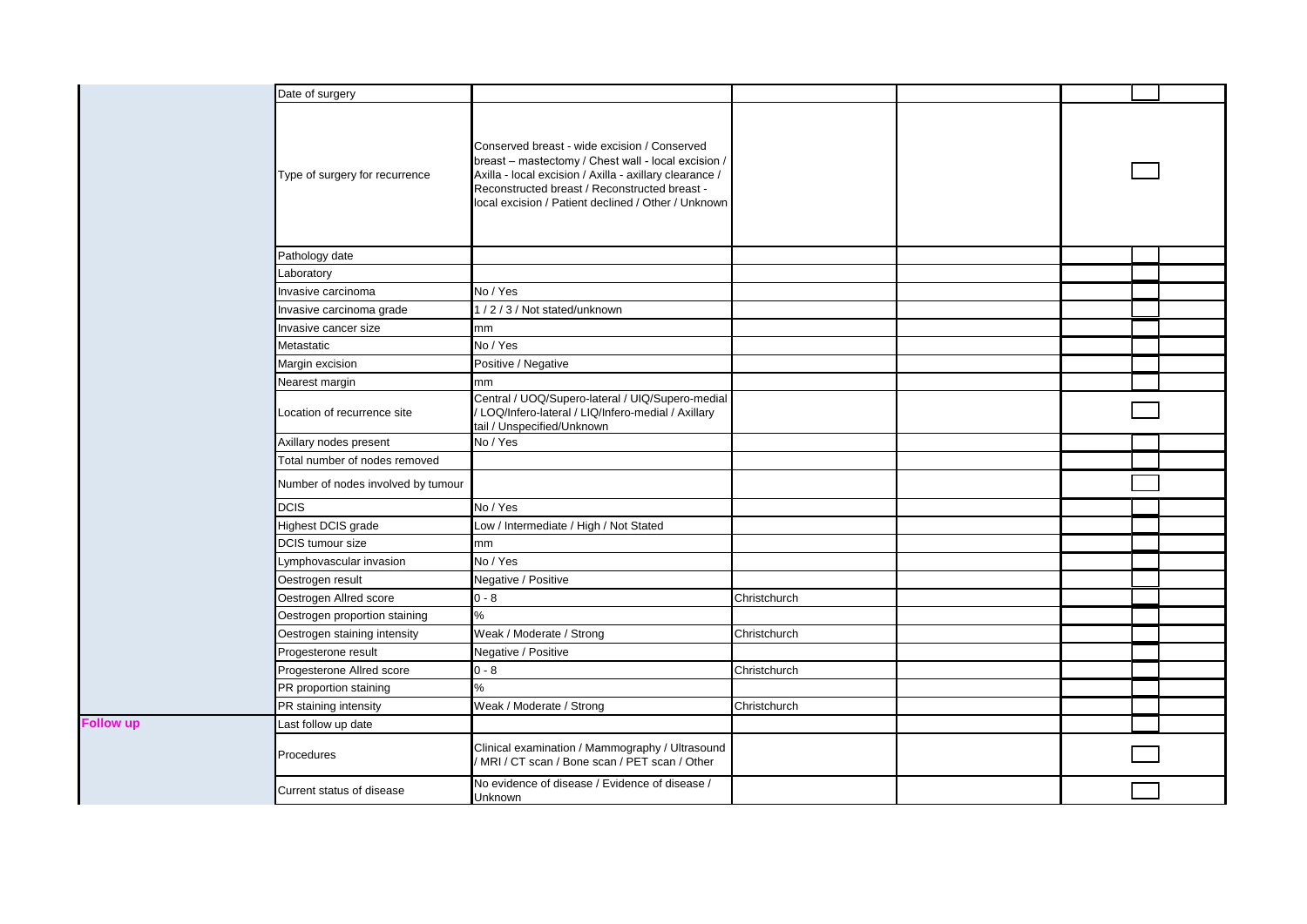| | | | | | |
|---|---|---|---|---|---|
| | Date of surgery | | | | |
| | Type of surgery for recurrence | Conserved breast - wide excision / Conserved breast – mastectomy / Chest wall - local excision / Axilla - local excision / Axilla - axillary clearance / Reconstructed breast / Reconstructed breast - local excision / Patient declined / Other / Unknown | | | |
| | Pathology date | | | | |
| | Laboratory | | | | |
| | Invasive carcinoma | No / Yes | | | |
| | Invasive carcinoma grade | 1 / 2 / 3 / Not stated/unknown | | | |
| | Invasive cancer size | mm | | | |
| | Metastatic | No / Yes | | | |
| | Margin excision | Positive / Negative | | | |
| | Nearest margin | mm | | | |
| | Location of recurrence site | Central / UOQ/Supero-lateral / UIQ/Supero-medial / LOQ/Infero-lateral / LIQ/Infero-medial / Axillary tail / Unspecified/Unknown | | | |
| | Axillary nodes present | No / Yes | | | |
| | Total number of nodes removed | | | | |
| | Number of nodes involved by tumour | | | | |
| | DCIS | No / Yes | | | |
| | Highest DCIS grade | Low / Intermediate / High / Not Stated | | | |
| | DCIS tumour size | mm | | | |
| | Lymphovascular invasion | No / Yes | | | |
| | Oestrogen result | Negative / Positive | | | |
| | Oestrogen Allred score | 0 - 8 | Christchurch | | |
| | Oestrogen proportion staining | % | | | |
| | Oestrogen staining intensity | Weak / Moderate / Strong | Christchurch | | |
| | Progesterone result | Negative / Positive | | | |
| | Progesterone Allred score | 0 - 8 | Christchurch | | |
| | PR proportion staining | % | | | |
| | PR staining intensity | Weak / Moderate / Strong | Christchurch | | |
| **Follow up** | Last follow up date | | | | |
| | Procedures | Clinical examination / Mammography / Ultrasound / MRI / CT scan / Bone scan / PET scan / Other | | | |
| | Current status of disease | No evidence of disease / Evidence of disease / Unknown | | | |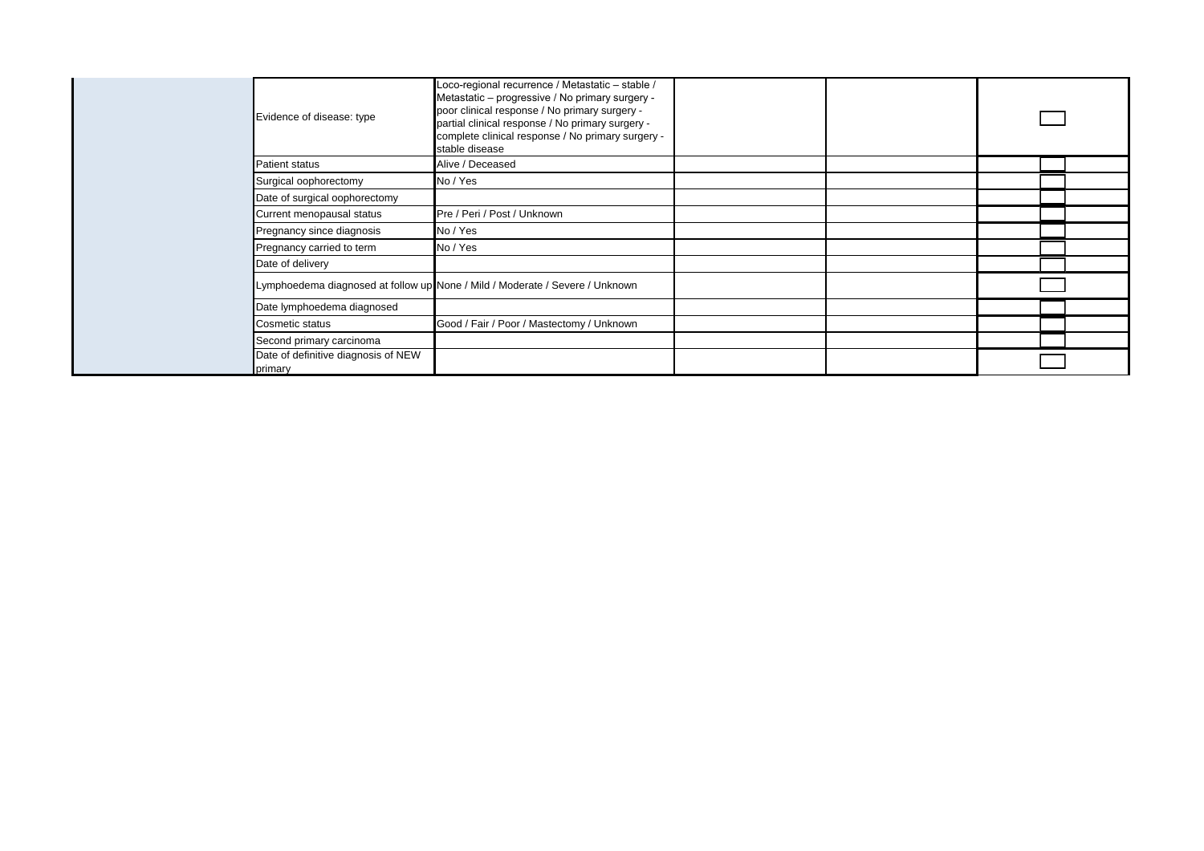| | | | | | |
|---|---|---|---|---|---|
| | Evidence of disease: type | Loco-regional recurrence / Metastatic – stable / Metastatic – progressive / No primary surgery - poor clinical response / No primary surgery - partial clinical response / No primary surgery - complete clinical response / No primary surgery - stable disease | | | |
| | Patient status | Alive / Deceased | | | |
| | Surgical oophorectomy | No / Yes | | | |
| | Date of surgical oophorectomy | | | | |
| | Current menopausal status | Pre / Peri / Post / Unknown | | | |
| | Pregnancy since diagnosis | No / Yes | | | |
| | Pregnancy carried to term | No / Yes | | | |
| | Date of delivery | | | | |
| | Lymphoedema diagnosed at follow up | None / Mild / Moderate / Severe / Unknown | | | |
| | Date lymphoedema diagnosed | | | | |
| | Cosmetic status | Good / Fair / Poor / Mastectomy / Unknown | | | |
| | Second primary carcinoma | | | | |
| | Date of definitive diagnosis of NEW primary | | | | |